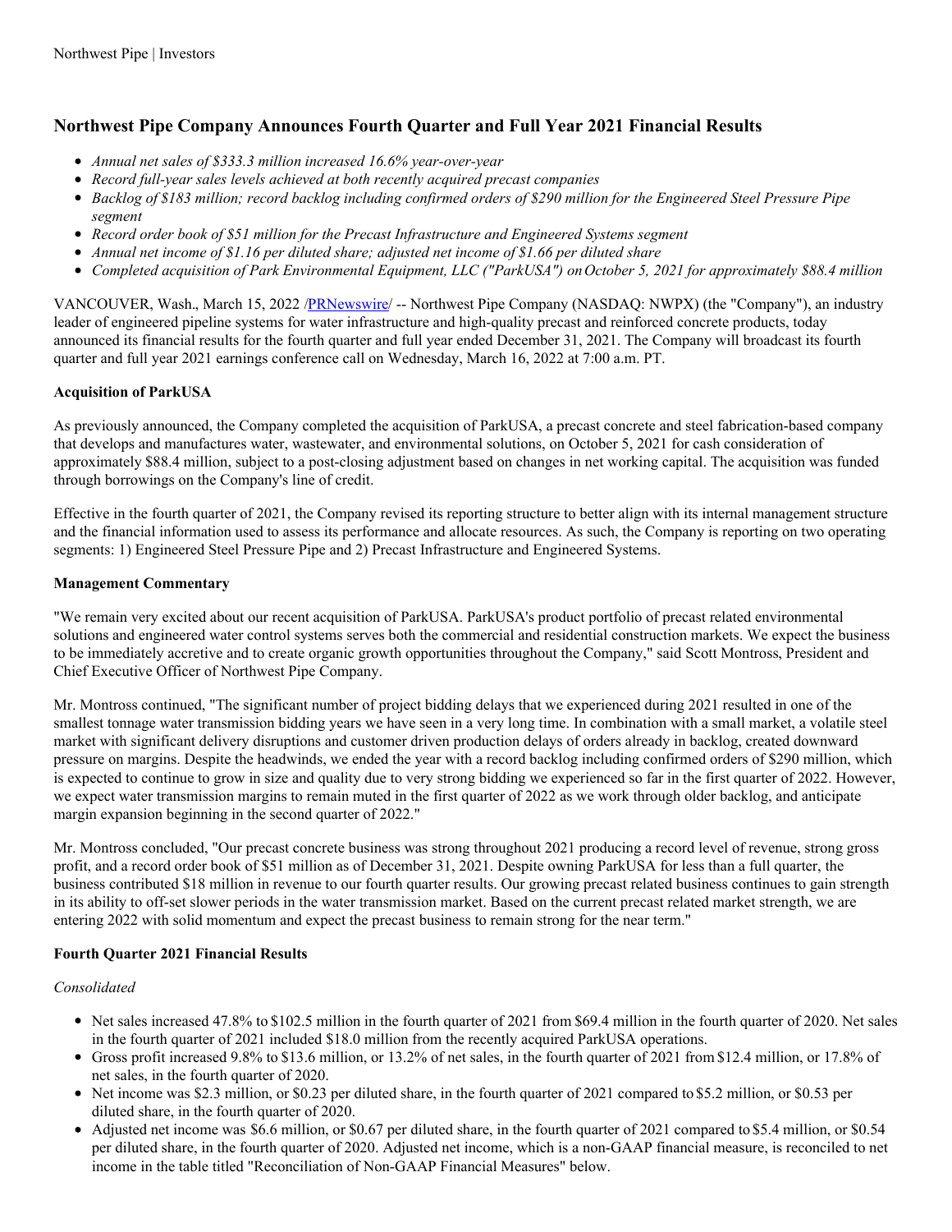# Northwest Pipe Company Announces Fourth Quarter and Full Year 2021 Financial Results

- *Annual net sales of $333.3 million increased 16.6% year-over-year*
- *Record full-year sales levels achieved at both recently acquired precast companies*
- *Backlog of $183 million; record backlog including confirmed orders of $290 million for the Engineered Steel Pressure Pipe segment*
- *Record order book of $51 million for the Precast Infrastructure and Engineered Systems segment*
- *Annual net income of $1.16 per diluted share; adjusted net income of $1.66 per diluted share*
- *Completed acquisition of Park Environmental Equipment, LLC ("ParkUSA") on October 5, 2021 for approximately $88.4 million*

VANCOUVER, Wash., March 15, 2022 /PRNewswire/ -- Northwest Pipe Company (NASDAQ: NWPX) (the "Company"), an industry leader of engineered pipeline systems for water infrastructure and high-quality precast and reinforced concrete products, today announced its financial results for the fourth quarter and full year ended December 31, 2021. The Company will broadcast its fourth quarter and full year 2021 earnings conference call on Wednesday, March 16, 2022 at 7:00 a.m. PT.

**Acquisition of ParkUSA**

As previously announced, the Company completed the acquisition of ParkUSA, a precast concrete and steel fabrication-based company that develops and manufactures water, wastewater, and environmental solutions, on October 5, 2021 for cash consideration of approximately $88.4 million, subject to a post-closing adjustment based on changes in net working capital. The acquisition was funded through borrowings on the Company's line of credit.

Effective in the fourth quarter of 2021, the Company revised its reporting structure to better align with its internal management structure and the financial information used to assess its performance and allocate resources. As such, the Company is reporting on two operating segments: 1) Engineered Steel Pressure Pipe and 2) Precast Infrastructure and Engineered Systems.

**Management Commentary**

"We remain very excited about our recent acquisition of ParkUSA. ParkUSA's product portfolio of precast related environmental solutions and engineered water control systems serves both the commercial and residential construction markets. We expect the business to be immediately accretive and to create organic growth opportunities throughout the Company," said Scott Montross, President and Chief Executive Officer of Northwest Pipe Company.

Mr. Montross continued, "The significant number of project bidding delays that we experienced during 2021 resulted in one of the smallest tonnage water transmission bidding years we have seen in a very long time. In combination with a small market, a volatile steel market with significant delivery disruptions and customer driven production delays of orders already in backlog, created downward pressure on margins. Despite the headwinds, we ended the year with a record backlog including confirmed orders of $290 million, which is expected to continue to grow in size and quality due to very strong bidding we experienced so far in the first quarter of 2022. However, we expect water transmission margins to remain muted in the first quarter of 2022 as we work through older backlog, and anticipate margin expansion beginning in the second quarter of 2022."

Mr. Montross concluded, "Our precast concrete business was strong throughout 2021 producing a record level of revenue, strong gross profit, and a record order book of $51 million as of December 31, 2021. Despite owning ParkUSA for less than a full quarter, the business contributed $18 million in revenue to our fourth quarter results. Our growing precast related business continues to gain strength in its ability to off-set slower periods in the water transmission market. Based on the current precast related market strength, we are entering 2022 with solid momentum and expect the precast business to remain strong for the near term."

**Fourth Quarter 2021 Financial Results**

*Consolidated*

- Net sales increased 47.8% to $102.5 million in the fourth quarter of 2021 from $69.4 million in the fourth quarter of 2020. Net sales in the fourth quarter of 2021 included $18.0 million from the recently acquired ParkUSA operations.
- Gross profit increased 9.8% to $13.6 million, or 13.2% of net sales, in the fourth quarter of 2021 from $12.4 million, or 17.8% of net sales, in the fourth quarter of 2020.
- Net income was $2.3 million, or $0.23 per diluted share, in the fourth quarter of 2021 compared to $5.2 million, or $0.53 per diluted share, in the fourth quarter of 2020.
- Adjusted net income was $6.6 million, or $0.67 per diluted share, in the fourth quarter of 2021 compared to $5.4 million, or $0.54 per diluted share, in the fourth quarter of 2020. Adjusted net income, which is a non-GAAP financial measure, is reconciled to net income in the table titled "Reconciliation of Non-GAAP Financial Measures" below.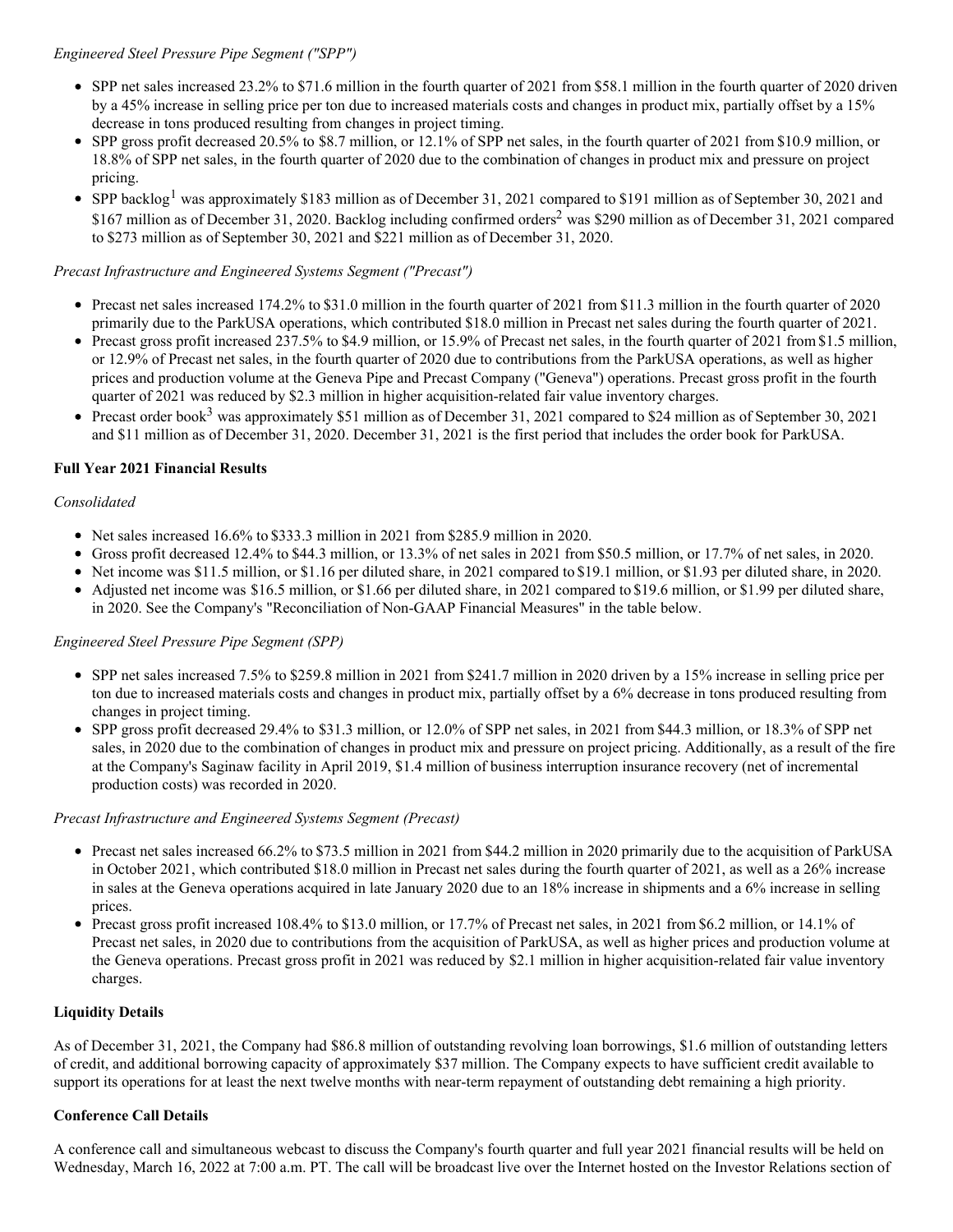*Engineered Steel Pressure Pipe Segment ("SPP")*

- SPP net sales increased 23.2% to $71.6 million in the fourth quarter of 2021 from $58.1 million in the fourth quarter of 2020 driven by a 45% increase in selling price per ton due to increased materials costs and changes in product mix, partially offset by a 15% decrease in tons produced resulting from changes in project timing.
- SPP gross profit decreased 20.5% to $8.7 million, or 12.1% of SPP net sales, in the fourth quarter of 2021 from $10.9 million, or 18.8% of SPP net sales, in the fourth quarter of 2020 due to the combination of changes in product mix and pressure on project pricing.
- SPP backlog[1] was approximately $183 million as of December 31, 2021 compared to $191 million as of September 30, 2021 and $167 million as of December 31, 2020. Backlog including confirmed orders[2] was $290 million as of December 31, 2021 compared to $273 million as of September 30, 2021 and $221 million as of December 31, 2020.

*Precast Infrastructure and Engineered Systems Segment ("Precast")*

- Precast net sales increased 174.2% to $31.0 million in the fourth quarter of 2021 from $11.3 million in the fourth quarter of 2020 primarily due to the ParkUSA operations, which contributed $18.0 million in Precast net sales during the fourth quarter of 2021.
- Precast gross profit increased 237.5% to $4.9 million, or 15.9% of Precast net sales, in the fourth quarter of 2021 from $1.5 million, or 12.9% of Precast net sales, in the fourth quarter of 2020 due to contributions from the ParkUSA operations, as well as higher prices and production volume at the Geneva Pipe and Precast Company ("Geneva") operations. Precast gross profit in the fourth quarter of 2021 was reduced by $2.3 million in higher acquisition-related fair value inventory charges.
- Precast order book[3] was approximately $51 million as of December 31, 2021 compared to $24 million as of September 30, 2021 and $11 million as of December 31, 2020. December 31, 2021 is the first period that includes the order book for ParkUSA.

**Full Year 2021 Financial Results**

*Consolidated*

- Net sales increased 16.6% to $333.3 million in 2021 from $285.9 million in 2020.
- Gross profit decreased 12.4% to $44.3 million, or 13.3% of net sales in 2021 from $50.5 million, or 17.7% of net sales, in 2020.
- Net income was $11.5 million, or $1.16 per diluted share, in 2021 compared to $19.1 million, or $1.93 per diluted share, in 2020.
- Adjusted net income was $16.5 million, or $1.66 per diluted share, in 2021 compared to $19.6 million, or $1.99 per diluted share, in 2020. See the Company's "Reconciliation of Non-GAAP Financial Measures" in the table below.

*Engineered Steel Pressure Pipe Segment (SPP)*

- SPP net sales increased 7.5% to $259.8 million in 2021 from $241.7 million in 2020 driven by a 15% increase in selling price per ton due to increased materials costs and changes in product mix, partially offset by a 6% decrease in tons produced resulting from changes in project timing.
- SPP gross profit decreased 29.4% to $31.3 million, or 12.0% of SPP net sales, in 2021 from $44.3 million, or 18.3% of SPP net sales, in 2020 due to the combination of changes in product mix and pressure on project pricing. Additionally, as a result of the fire at the Company's Saginaw facility in April 2019, $1.4 million of business interruption insurance recovery (net of incremental production costs) was recorded in 2020.

*Precast Infrastructure and Engineered Systems Segment (Precast)*

- Precast net sales increased 66.2% to $73.5 million in 2021 from $44.2 million in 2020 primarily due to the acquisition of ParkUSA in October 2021, which contributed $18.0 million in Precast net sales during the fourth quarter of 2021, as well as a 26% increase in sales at the Geneva operations acquired in late January 2020 due to an 18% increase in shipments and a 6% increase in selling prices.
- Precast gross profit increased 108.4% to $13.0 million, or 17.7% of Precast net sales, in 2021 from $6.2 million, or 14.1% of Precast net sales, in 2020 due to contributions from the acquisition of ParkUSA, as well as higher prices and production volume at the Geneva operations. Precast gross profit in 2021 was reduced by $2.1 million in higher acquisition-related fair value inventory charges.

**Liquidity Details**

As of December 31, 2021, the Company had $86.8 million of outstanding revolving loan borrowings, $1.6 million of outstanding letters of credit, and additional borrowing capacity of approximately $37 million. The Company expects to have sufficient credit available to support its operations for at least the next twelve months with near-term repayment of outstanding debt remaining a high priority.

**Conference Call Details**

A conference call and simultaneous webcast to discuss the Company's fourth quarter and full year 2021 financial results will be held on Wednesday, March 16, 2022 at 7:00 a.m. PT. The call will be broadcast live over the Internet hosted on the Investor Relations section of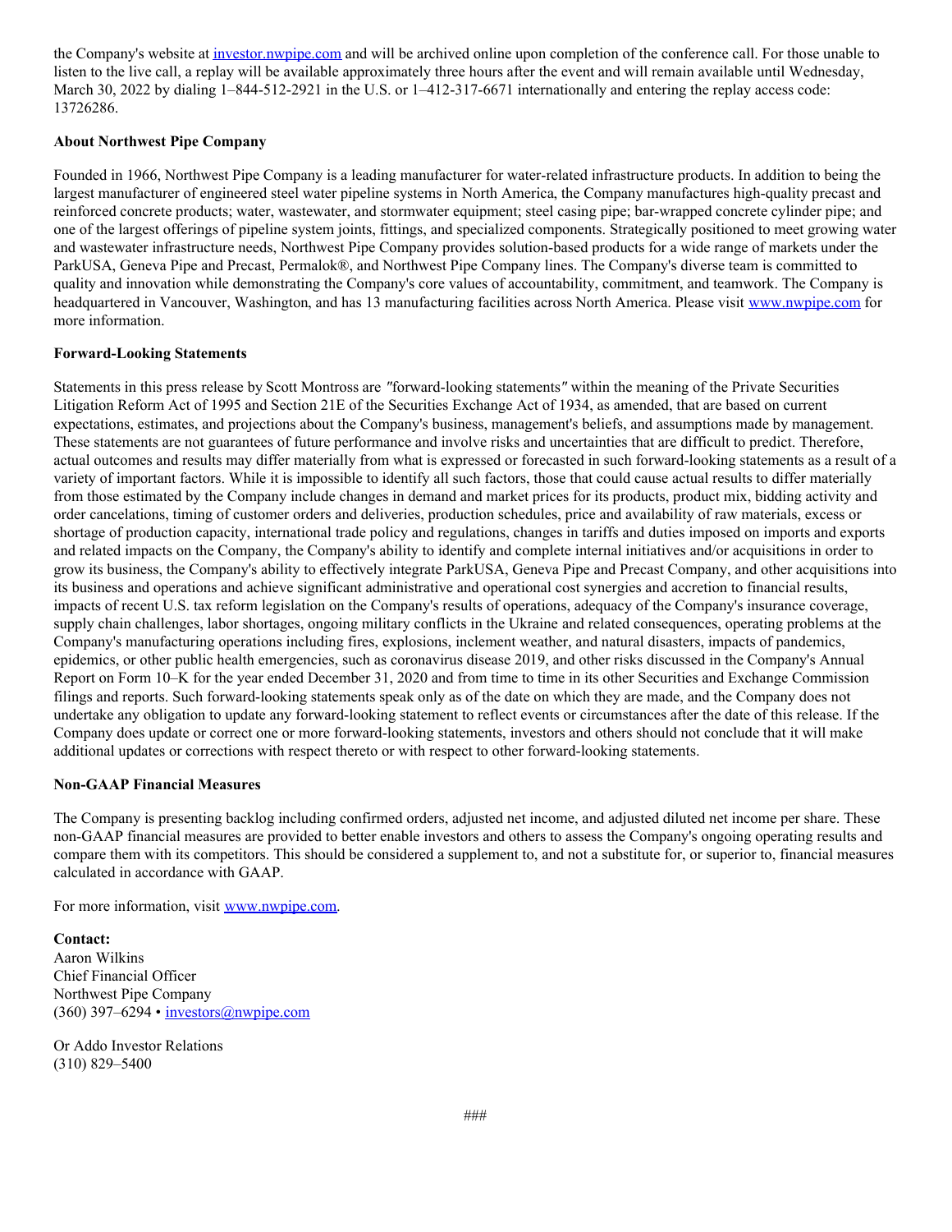the Company's website at investor.nwpipe.com and will be archived online upon completion of the conference call. For those unable to listen to the live call, a replay will be available approximately three hours after the event and will remain available until Wednesday, March 30, 2022 by dialing 1–844-512-2921 in the U.S. or 1–412-317-6671 internationally and entering the replay access code: 13726286.

**About Northwest Pipe Company**

Founded in 1966, Northwest Pipe Company is a leading manufacturer for water-related infrastructure products. In addition to being the largest manufacturer of engineered steel water pipeline systems in North America, the Company manufactures high-quality precast and reinforced concrete products; water, wastewater, and stormwater equipment; steel casing pipe; bar-wrapped concrete cylinder pipe; and one of the largest offerings of pipeline system joints, fittings, and specialized components. Strategically positioned to meet growing water and wastewater infrastructure needs, Northwest Pipe Company provides solution-based products for a wide range of markets under the ParkUSA, Geneva Pipe and Precast, Permalok®, and Northwest Pipe Company lines. The Company's diverse team is committed to quality and innovation while demonstrating the Company's core values of accountability, commitment, and teamwork. The Company is headquartered in Vancouver, Washington, and has 13 manufacturing facilities across North America. Please visit www.nwpipe.com for more information.

**Forward-Looking Statements**

Statements in this press release by Scott Montross are "forward-looking statements" within the meaning of the Private Securities Litigation Reform Act of 1995 and Section 21E of the Securities Exchange Act of 1934, as amended, that are based on current expectations, estimates, and projections about the Company's business, management's beliefs, and assumptions made by management. These statements are not guarantees of future performance and involve risks and uncertainties that are difficult to predict. Therefore, actual outcomes and results may differ materially from what is expressed or forecasted in such forward-looking statements as a result of a variety of important factors. While it is impossible to identify all such factors, those that could cause actual results to differ materially from those estimated by the Company include changes in demand and market prices for its products, product mix, bidding activity and order cancelations, timing of customer orders and deliveries, production schedules, price and availability of raw materials, excess or shortage of production capacity, international trade policy and regulations, changes in tariffs and duties imposed on imports and exports and related impacts on the Company, the Company's ability to identify and complete internal initiatives and/or acquisitions in order to grow its business, the Company's ability to effectively integrate ParkUSA, Geneva Pipe and Precast Company, and other acquisitions into its business and operations and achieve significant administrative and operational cost synergies and accretion to financial results, impacts of recent U.S. tax reform legislation on the Company's results of operations, adequacy of the Company's insurance coverage, supply chain challenges, labor shortages, ongoing military conflicts in the Ukraine and related consequences, operating problems at the Company's manufacturing operations including fires, explosions, inclement weather, and natural disasters, impacts of pandemics, epidemics, or other public health emergencies, such as coronavirus disease 2019, and other risks discussed in the Company's Annual Report on Form 10–K for the year ended December 31, 2020 and from time to time in its other Securities and Exchange Commission filings and reports. Such forward-looking statements speak only as of the date on which they are made, and the Company does not undertake any obligation to update any forward-looking statement to reflect events or circumstances after the date of this release. If the Company does update or correct one or more forward-looking statements, investors and others should not conclude that it will make additional updates or corrections with respect thereto or with respect to other forward-looking statements.

**Non-GAAP Financial Measures**

The Company is presenting backlog including confirmed orders, adjusted net income, and adjusted diluted net income per share. These non-GAAP financial measures are provided to better enable investors and others to assess the Company's ongoing operating results and compare them with its competitors. This should be considered a supplement to, and not a substitute for, or superior to, financial measures calculated in accordance with GAAP.

For more information, visit www.nwpipe.com.

**Contact:**
Aaron Wilkins
Chief Financial Officer
Northwest Pipe Company
(360) 397–6294 • investors@nwpipe.com

Or Addo Investor Relations
(310) 829–5400

###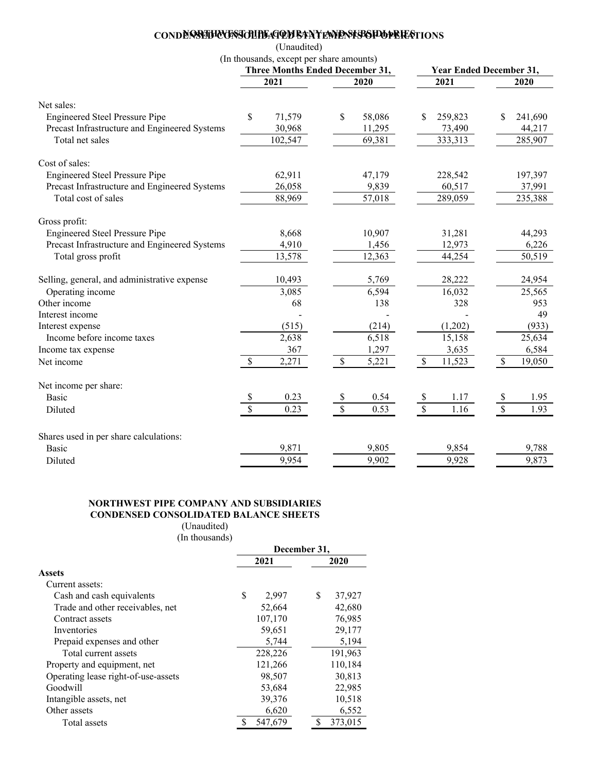## NORTHWEST PIPE COMPANY AND SUBSIDIARIES
## CONDENSED CONSOLIDATED STATEMENTS OF OPERATIONS

(Unaudited)
(In thousands, except per share amounts)

| | Three Months Ended December 31, | | Year Ended December 31, | |
|---|---|---|---|---|
| | 2021 | 2020 | 2021 | 2020 |
| Net sales: | | | | |
| Engineered Steel Pressure Pipe | $ 71,579 | $ 58,086 | $ 259,823 | $ 241,690 |
| Precast Infrastructure and Engineered Systems | 30,968 | 11,295 | 73,490 | 44,217 |
| Total net sales | 102,547 | 69,381 | 333,313 | 285,907 |
| Cost of sales: | | | | |
| Engineered Steel Pressure Pipe | 62,911 | 47,179 | 228,542 | 197,397 |
| Precast Infrastructure and Engineered Systems | 26,058 | 9,839 | 60,517 | 37,991 |
| Total cost of sales | 88,969 | 57,018 | 289,059 | 235,388 |
| Gross profit: | | | | |
| Engineered Steel Pressure Pipe | 8,668 | 10,907 | 31,281 | 44,293 |
| Precast Infrastructure and Engineered Systems | 4,910 | 1,456 | 12,973 | 6,226 |
| Total gross profit | 13,578 | 12,363 | 44,254 | 50,519 |
| Selling, general, and administrative expense | 10,493 | 5,769 | 28,222 | 24,954 |
| Operating income | 3,085 | 6,594 | 16,032 | 25,565 |
| Other income | 68 | 138 | 328 | 953 |
| Interest income | - | - | - | 49 |
| Interest expense | (515) | (214) | (1,202) | (933) |
| Income before income taxes | 2,638 | 6,518 | 15,158 | 25,634 |
| Income tax expense | 367 | 1,297 | 3,635 | 6,584 |
| Net income | $ 2,271 | $ 5,221 | $ 11,523 | $ 19,050 |
| Net income per share: | | | | |
| Basic | $ 0.23 | $ 0.54 | $ 1.17 | $ 1.95 |
| Diluted | $ 0.23 | $ 0.53 | $ 1.16 | $ 1.93 |
| Shares used in per share calculations: | | | | |
| Basic | 9,871 | 9,805 | 9,854 | 9,788 |
| Diluted | 9,954 | 9,902 | 9,928 | 9,873 |

## NORTHWEST PIPE COMPANY AND SUBSIDIARIES
## CONDENSED CONSOLIDATED BALANCE SHEETS

(Unaudited)
(In thousands)

| | December 31, | |
|---|---|---|
| | 2021 | 2020 |
| **Assets** | | |
| Current assets: | | |
| Cash and cash equivalents | $ 2,997 | $ 37,927 |
| Trade and other receivables, net | 52,664 | 42,680 |
| Contract assets | 107,170 | 76,985 |
| Inventories | 59,651 | 29,177 |
| Prepaid expenses and other | 5,744 | 5,194 |
| Total current assets | 228,226 | 191,963 |
| Property and equipment, net | 121,266 | 110,184 |
| Operating lease right-of-use-assets | 98,507 | 30,813 |
| Goodwill | 53,684 | 22,985 |
| Intangible assets, net | 39,376 | 10,518 |
| Other assets | 6,620 | 6,552 |
| Total assets | $ 547,679 | $ 373,015 |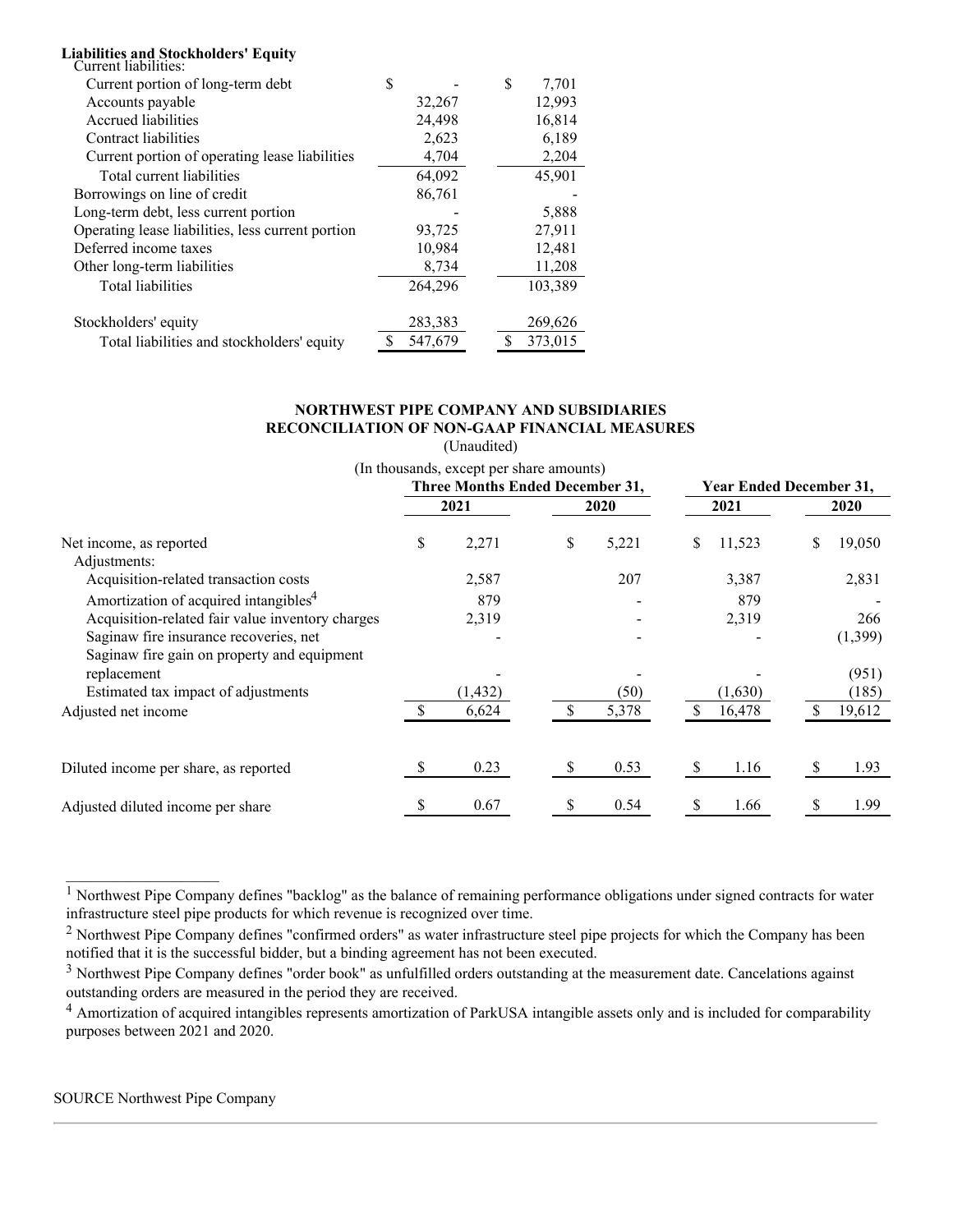**Liabilities and Stockholders' Equity**

| | | |
|---|---|---|
| Current liabilities: | | |
| Current portion of long-term debt | $ - | $ 7,701 |
| Accounts payable | 32,267 | 12,993 |
| Accrued liabilities | 24,498 | 16,814 |
| Contract liabilities | 2,623 | 6,189 |
| Current portion of operating lease liabilities | 4,704 | 2,204 |
| Total current liabilities | 64,092 | 45,901 |
| Borrowings on line of credit | 86,761 | - |
| Long-term debt, less current portion | - | 5,888 |
| Operating lease liabilities, less current portion | 93,725 | 27,911 |
| Deferred income taxes | 10,984 | 12,481 |
| Other long-term liabilities | 8,734 | 11,208 |
| Total liabilities | 264,296 | 103,389 |
| | | |
| Stockholders' equity | 283,383 | 269,626 |
| Total liabilities and stockholders' equity | $ 547,679 | $ 373,015 |

**NORTHWEST PIPE COMPANY AND SUBSIDIARIES**
**RECONCILIATION OF NON-GAAP FINANCIAL MEASURES**
(Unaudited)
(In thousands, except per share amounts)

| | Three Months Ended December 31, | | Year Ended December 31, | |
|---|---|---|---|---|
| | 2021 | 2020 | 2021 | 2020 |
| Net income, as reported | $ 2,271 | $ 5,221 | $ 11,523 | $ 19,050 |
| Adjustments: | | | | |
| Acquisition-related transaction costs | 2,587 | 207 | 3,387 | 2,831 |
| Amortization of acquired intangibles[4] | 879 | - | 879 | - |
| Acquisition-related fair value inventory charges | 2,319 | - | 2,319 | 266 |
| Saginaw fire insurance recoveries, net | - | - | - | (1,399) |
| Saginaw fire gain on property and equipment replacement | - | - | - | (951) |
| Estimated tax impact of adjustments | (1,432) | (50) | (1,630) | (185) |
| Adjusted net income | $ 6,624 | $ 5,378 | $ 16,478 | $ 19,612 |
| | | | | |
| Diluted income per share, as reported | $ 0.23 | $ 0.53 | $ 1.16 | $ 1.93 |
| | | | | |
| Adjusted diluted income per share | $ 0.67 | $ 0.54 | $ 1.66 | $ 1.99 |

---

[1] Northwest Pipe Company defines "backlog" as the balance of remaining performance obligations under signed contracts for water infrastructure steel pipe products for which revenue is recognized over time.

[2] Northwest Pipe Company defines "confirmed orders" as water infrastructure steel pipe projects for which the Company has been notified that it is the successful bidder, but a binding agreement has not been executed.

[3] Northwest Pipe Company defines "order book" as unfulfilled orders outstanding at the measurement date. Cancelations against outstanding orders are measured in the period they are received.

[4] Amortization of acquired intangibles represents amortization of ParkUSA intangible assets only and is included for comparability purposes between 2021 and 2020.

SOURCE Northwest Pipe Company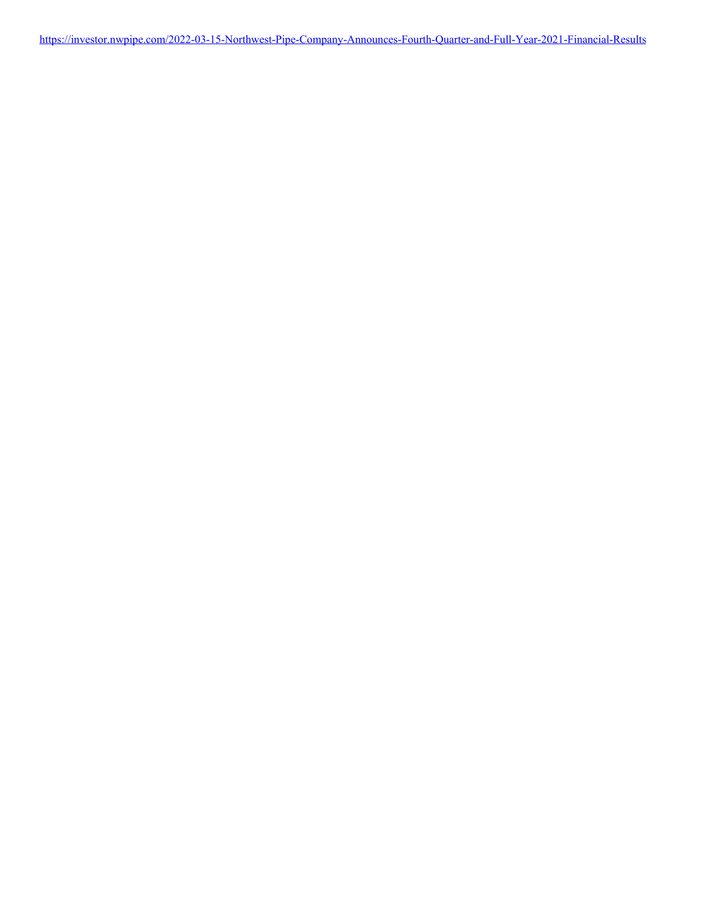https://investor.nwpipe.com/2022-03-15-Northwest-Pipe-Company-Announces-Fourth-Quarter-and-Full-Year-2021-Financial-Results